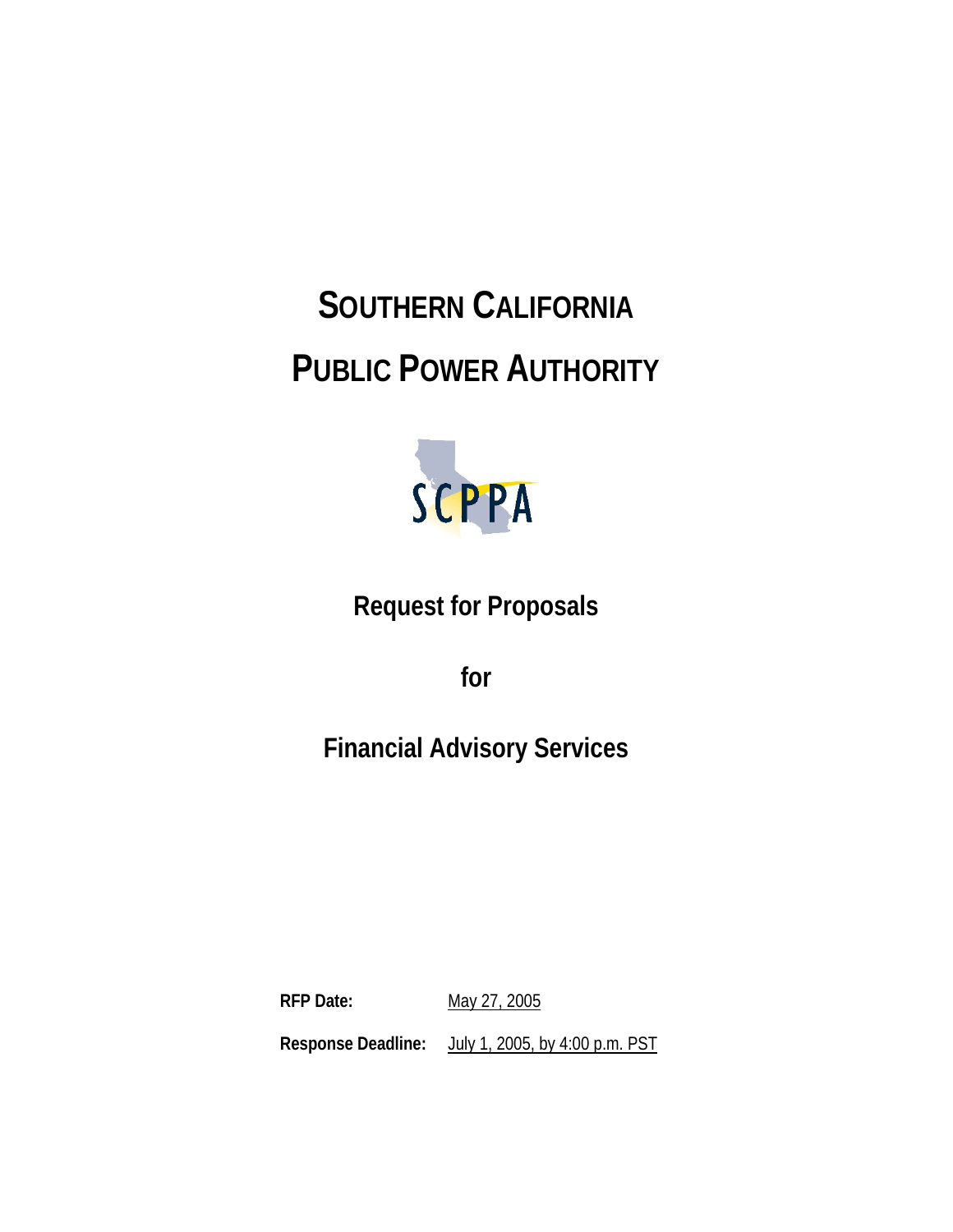# SOUTHERN CALIFORNIA PUBLIC POWER AUTHORITY

SCPPA

## Request for Proposals

## for

## Financial Advisory Services

**RFP Date:** May 27, 2005

**Response Deadline:** July 1, 2005, by 4:00 p.m. PST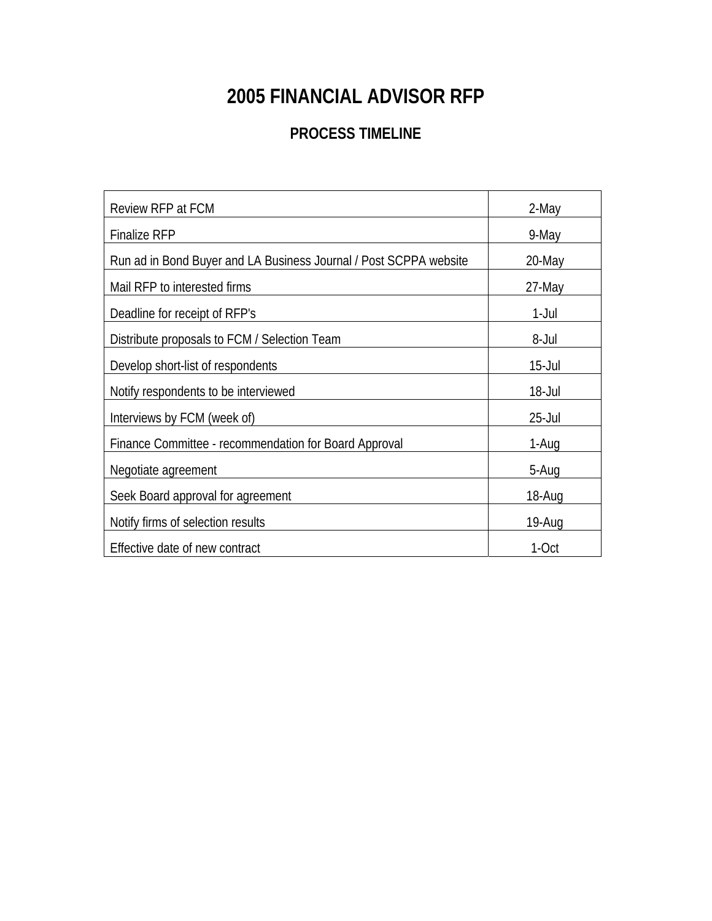# 2005 FINANCIAL ADVISOR RFP

## PROCESS TIMELINE

| | |
|---|---|
| Review RFP at FCM | 2-May |
| Finalize RFP | 9-May |
| Run ad in Bond Buyer and LA Business Journal / Post SCPPA website | 20-May |
| Mail RFP to interested firms | 27-May |
| Deadline for receipt of RFP's | 1-Jul |
| Distribute proposals to FCM / Selection Team | 8-Jul |
| Develop short-list of respondents | 15-Jul |
| Notify respondents to be interviewed | 18-Jul |
| Interviews by FCM (week of) | 25-Jul |
| Finance Committee - recommendation for Board Approval | 1-Aug |
| Negotiate agreement | 5-Aug |
| Seek Board approval for agreement | 18-Aug |
| Notify firms of selection results | 19-Aug |
| Effective date of new contract | 1-Oct |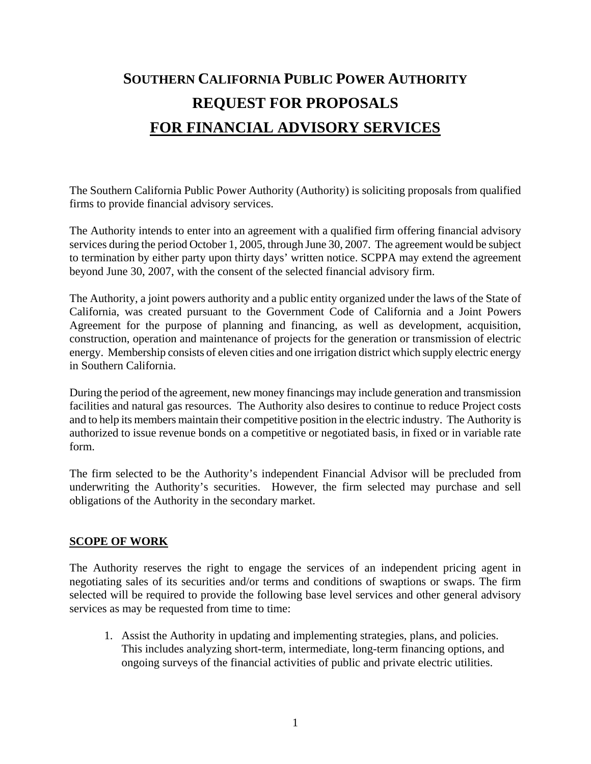# SOUTHERN CALIFORNIA PUBLIC POWER AUTHORITY
# REQUEST FOR PROPOSALS
# FOR FINANCIAL ADVISORY SERVICES

The Southern California Public Power Authority (Authority) is soliciting proposals from qualified firms to provide financial advisory services.

The Authority intends to enter into an agreement with a qualified firm offering financial advisory services during the period October 1, 2005, through June 30, 2007. The agreement would be subject to termination by either party upon thirty days' written notice. SCPPA may extend the agreement beyond June 30, 2007, with the consent of the selected financial advisory firm.

The Authority, a joint powers authority and a public entity organized under the laws of the State of California, was created pursuant to the Government Code of California and a Joint Powers Agreement for the purpose of planning and financing, as well as development, acquisition, construction, operation and maintenance of projects for the generation or transmission of electric energy. Membership consists of eleven cities and one irrigation district which supply electric energy in Southern California.

During the period of the agreement, new money financings may include generation and transmission facilities and natural gas resources. The Authority also desires to continue to reduce Project costs and to help its members maintain their competitive position in the electric industry. The Authority is authorized to issue revenue bonds on a competitive or negotiated basis, in fixed or in variable rate form.

The firm selected to be the Authority's independent Financial Advisor will be precluded from underwriting the Authority's securities. However, the firm selected may purchase and sell obligations of the Authority in the secondary market.

## SCOPE OF WORK

The Authority reserves the right to engage the services of an independent pricing agent in negotiating sales of its securities and/or terms and conditions of swaptions or swaps. The firm selected will be required to provide the following base level services and other general advisory services as may be requested from time to time:

1. Assist the Authority in updating and implementing strategies, plans, and policies. This includes analyzing short-term, intermediate, long-term financing options, and ongoing surveys of the financial activities of public and private electric utilities.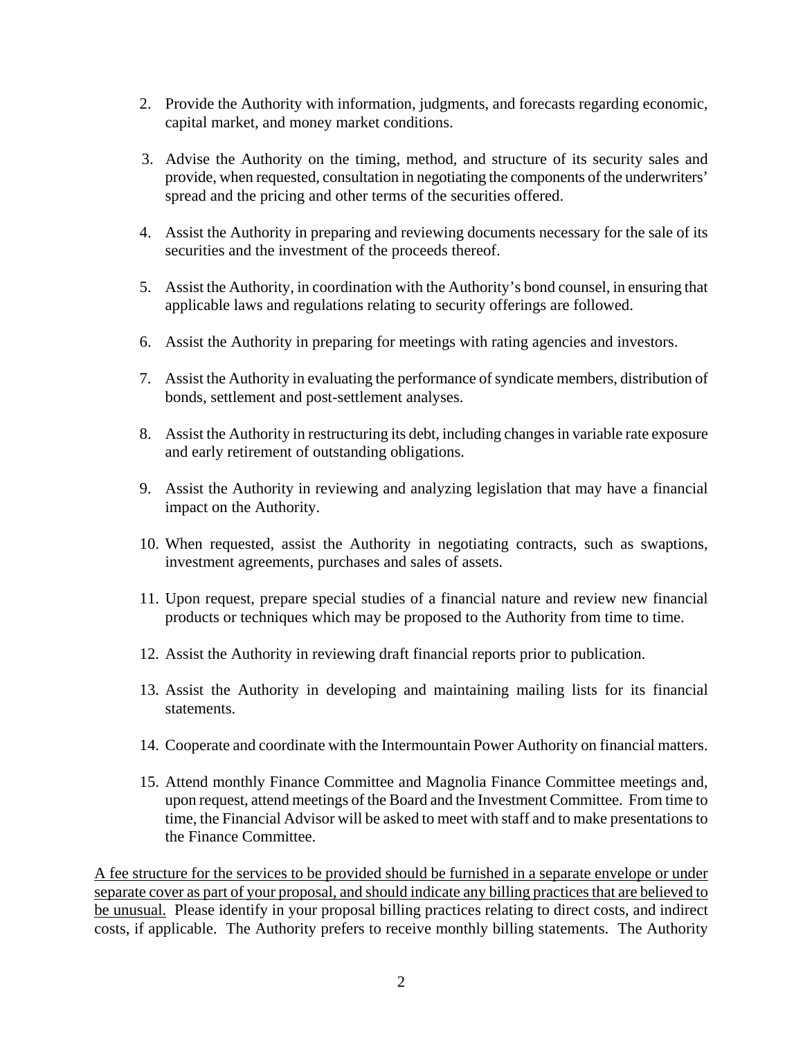2. Provide the Authority with information, judgments, and forecasts regarding economic, capital market, and money market conditions.

3. Advise the Authority on the timing, method, and structure of its security sales and provide, when requested, consultation in negotiating the components of the underwriters' spread and the pricing and other terms of the securities offered.

4. Assist the Authority in preparing and reviewing documents necessary for the sale of its securities and the investment of the proceeds thereof.

5. Assist the Authority, in coordination with the Authority's bond counsel, in ensuring that applicable laws and regulations relating to security offerings are followed.

6. Assist the Authority in preparing for meetings with rating agencies and investors.

7. Assist the Authority in evaluating the performance of syndicate members, distribution of bonds, settlement and post-settlement analyses.

8. Assist the Authority in restructuring its debt, including changes in variable rate exposure and early retirement of outstanding obligations.

9. Assist the Authority in reviewing and analyzing legislation that may have a financial impact on the Authority.

10. When requested, assist the Authority in negotiating contracts, such as swaptions, investment agreements, purchases and sales of assets.

11. Upon request, prepare special studies of a financial nature and review new financial products or techniques which may be proposed to the Authority from time to time.

12. Assist the Authority in reviewing draft financial reports prior to publication.

13. Assist the Authority in developing and maintaining mailing lists for its financial statements.

14. Cooperate and coordinate with the Intermountain Power Authority on financial matters.

15. Attend monthly Finance Committee and Magnolia Finance Committee meetings and, upon request, attend meetings of the Board and the Investment Committee. From time to time, the Financial Advisor will be asked to meet with staff and to make presentations to the Finance Committee.

<u>A fee structure for the services to be provided should be furnished in a separate envelope or under separate cover as part of your proposal, and should indicate any billing practices that are believed to be unusual.</u> Please identify in your proposal billing practices relating to direct costs, and indirect costs, if applicable. The Authority prefers to receive monthly billing statements. The Authority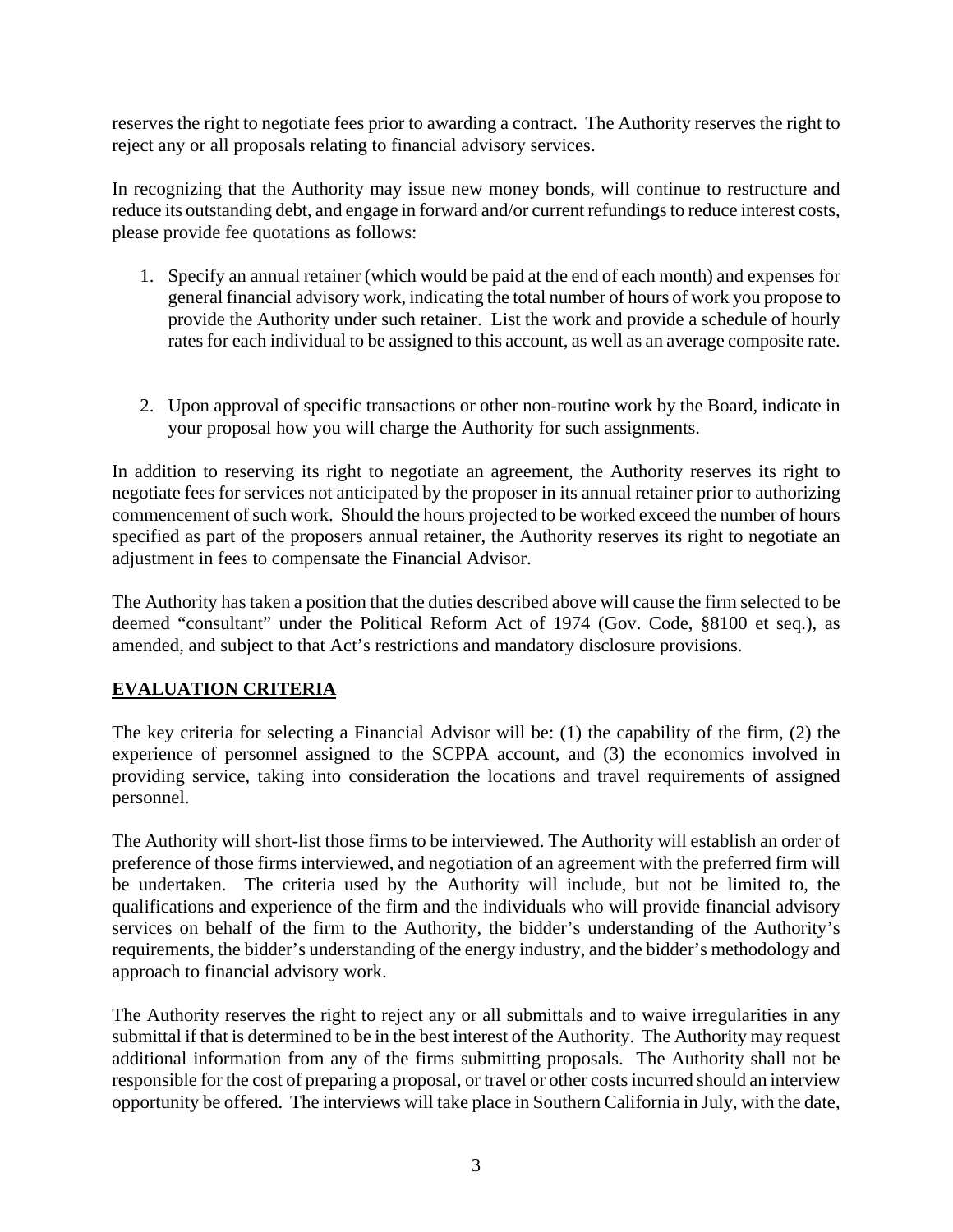reserves the right to negotiate fees prior to awarding a contract. The Authority reserves the right to reject any or all proposals relating to financial advisory services.

In recognizing that the Authority may issue new money bonds, will continue to restructure and reduce its outstanding debt, and engage in forward and/or current refundings to reduce interest costs, please provide fee quotations as follows:

1. Specify an annual retainer (which would be paid at the end of each month) and expenses for general financial advisory work, indicating the total number of hours of work you propose to provide the Authority under such retainer. List the work and provide a schedule of hourly rates for each individual to be assigned to this account, as well as an average composite rate.

2. Upon approval of specific transactions or other non-routine work by the Board, indicate in your proposal how you will charge the Authority for such assignments.

In addition to reserving its right to negotiate an agreement, the Authority reserves its right to negotiate fees for services not anticipated by the proposer in its annual retainer prior to authorizing commencement of such work. Should the hours projected to be worked exceed the number of hours specified as part of the proposers annual retainer, the Authority reserves its right to negotiate an adjustment in fees to compensate the Financial Advisor.

The Authority has taken a position that the duties described above will cause the firm selected to be deemed "consultant" under the Political Reform Act of 1974 (Gov. Code, §8100 et seq.), as amended, and subject to that Act's restrictions and mandatory disclosure provisions.

## EVALUATION CRITERIA

The key criteria for selecting a Financial Advisor will be: (1) the capability of the firm, (2) the experience of personnel assigned to the SCPPA account, and (3) the economics involved in providing service, taking into consideration the locations and travel requirements of assigned personnel.

The Authority will short-list those firms to be interviewed. The Authority will establish an order of preference of those firms interviewed, and negotiation of an agreement with the preferred firm will be undertaken. The criteria used by the Authority will include, but not be limited to, the qualifications and experience of the firm and the individuals who will provide financial advisory services on behalf of the firm to the Authority, the bidder's understanding of the Authority's requirements, the bidder's understanding of the energy industry, and the bidder's methodology and approach to financial advisory work.

The Authority reserves the right to reject any or all submittals and to waive irregularities in any submittal if that is determined to be in the best interest of the Authority. The Authority may request additional information from any of the firms submitting proposals. The Authority shall not be responsible for the cost of preparing a proposal, or travel or other costs incurred should an interview opportunity be offered. The interviews will take place in Southern California in July, with the date,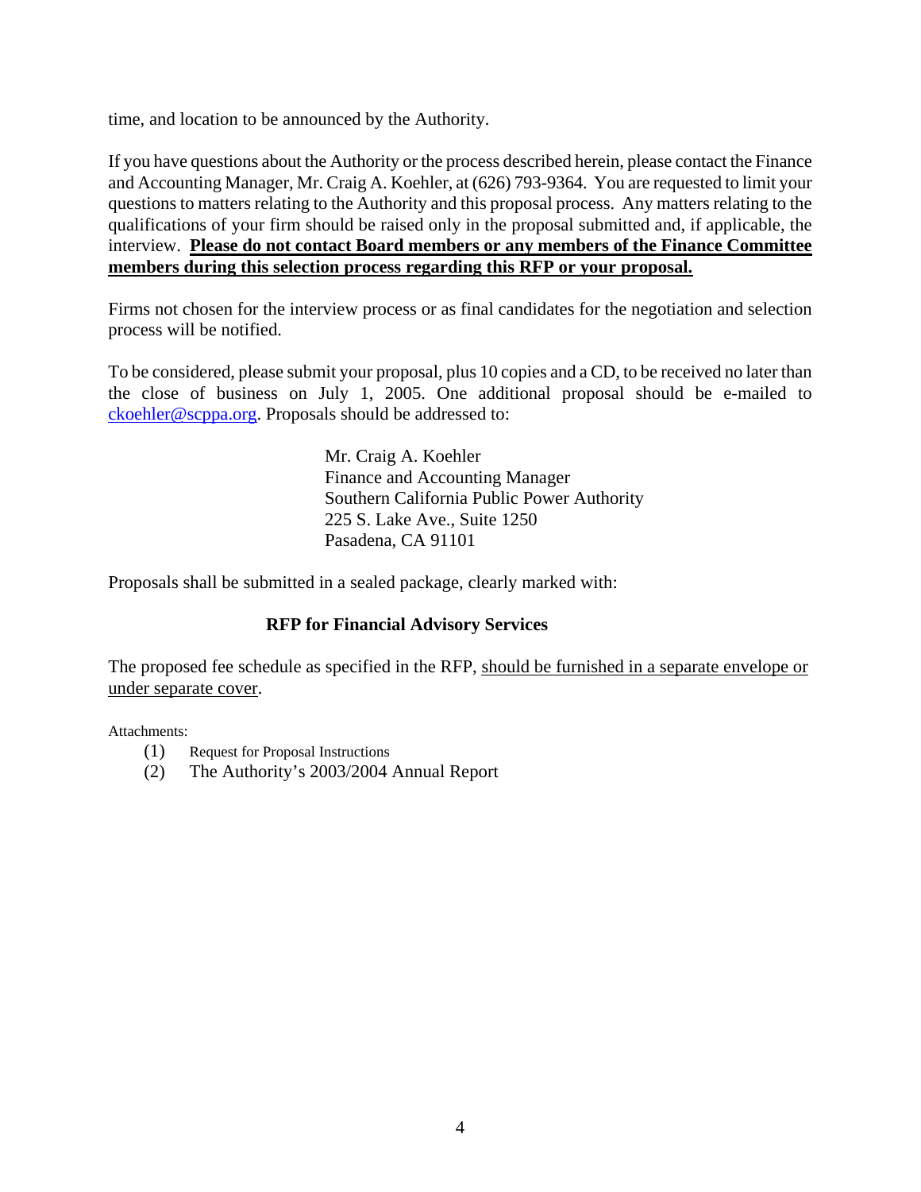time, and location to be announced by the Authority.

If you have questions about the Authority or the process described herein, please contact the Finance and Accounting Manager, Mr. Craig A. Koehler, at (626) 793-9364. You are requested to limit your questions to matters relating to the Authority and this proposal process. Any matters relating to the qualifications of your firm should be raised only in the proposal submitted and, if applicable, the interview. **Please do not contact Board members or any members of the Finance Committee members during this selection process regarding this RFP or your proposal.**

Firms not chosen for the interview process or as final candidates for the negotiation and selection process will be notified.

To be considered, please submit your proposal, plus 10 copies and a CD, to be received no later than the close of business on July 1, 2005. One additional proposal should be e-mailed to ckoehler@scppa.org. Proposals should be addressed to:

> Mr. Craig A. Koehler
> Finance and Accounting Manager
> Southern California Public Power Authority
> 225 S. Lake Ave., Suite 1250
> Pasadena, CA 91101

Proposals shall be submitted in a sealed package, clearly marked with:

**RFP for Financial Advisory Services**

The proposed fee schedule as specified in the RFP, should be furnished in a separate envelope or under separate cover.

Attachments:

(1) Request for Proposal Instructions
(2) The Authority's 2003/2004 Annual Report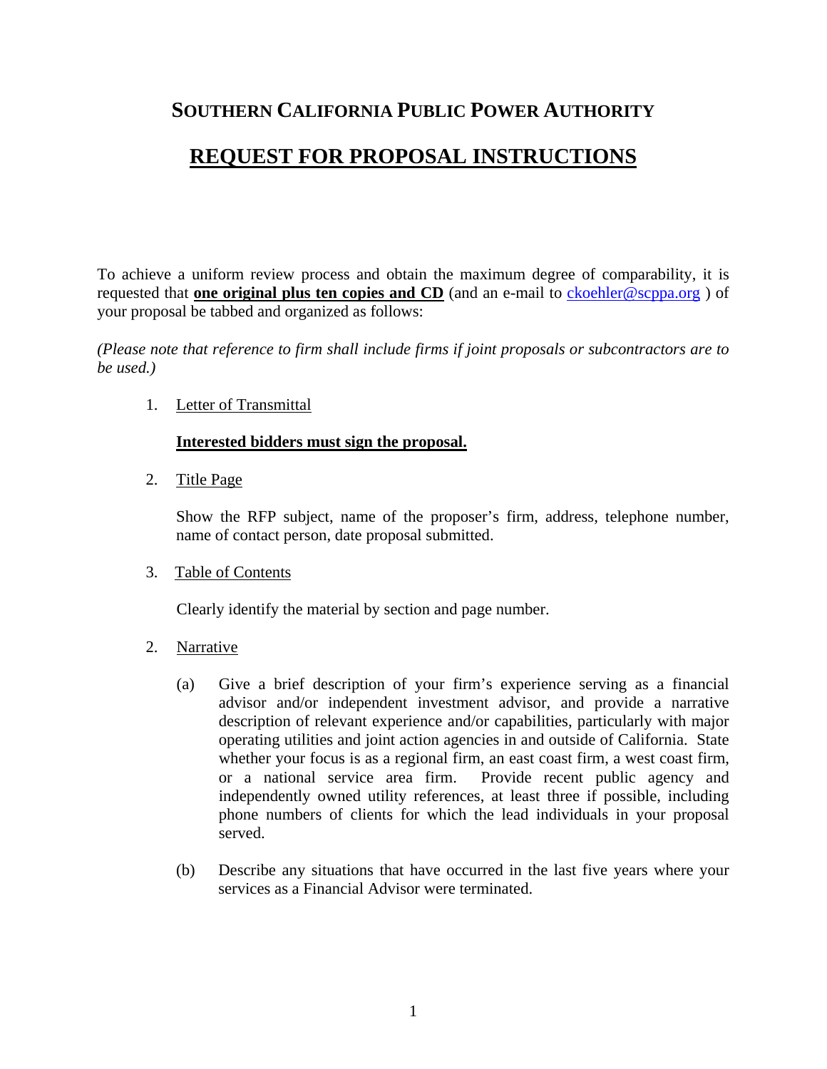## SOUTHERN CALIFORNIA PUBLIC POWER AUTHORITY

# REQUEST FOR PROPOSAL INSTRUCTIONS

To achieve a uniform review process and obtain the maximum degree of comparability, it is requested that **one original plus ten copies and CD** (and an e-mail to ckoehler@scppa.org ) of your proposal be tabbed and organized as follows:

*(Please note that reference to firm shall include firms if joint proposals or subcontractors are to be used.)*

1. Letter of Transmittal

   **Interested bidders must sign the proposal.**

2. Title Page

   Show the RFP subject, name of the proposer's firm, address, telephone number, name of contact person, date proposal submitted.

3. Table of Contents

   Clearly identify the material by section and page number.

2. Narrative

   (a) Give a brief description of your firm's experience serving as a financial advisor and/or independent investment advisor, and provide a narrative description of relevant experience and/or capabilities, particularly with major operating utilities and joint action agencies in and outside of California. State whether your focus is as a regional firm, an east coast firm, a west coast firm, or a national service area firm. Provide recent public agency and independently owned utility references, at least three if possible, including phone numbers of clients for which the lead individuals in your proposal served.

   (b) Describe any situations that have occurred in the last five years where your services as a Financial Advisor were terminated.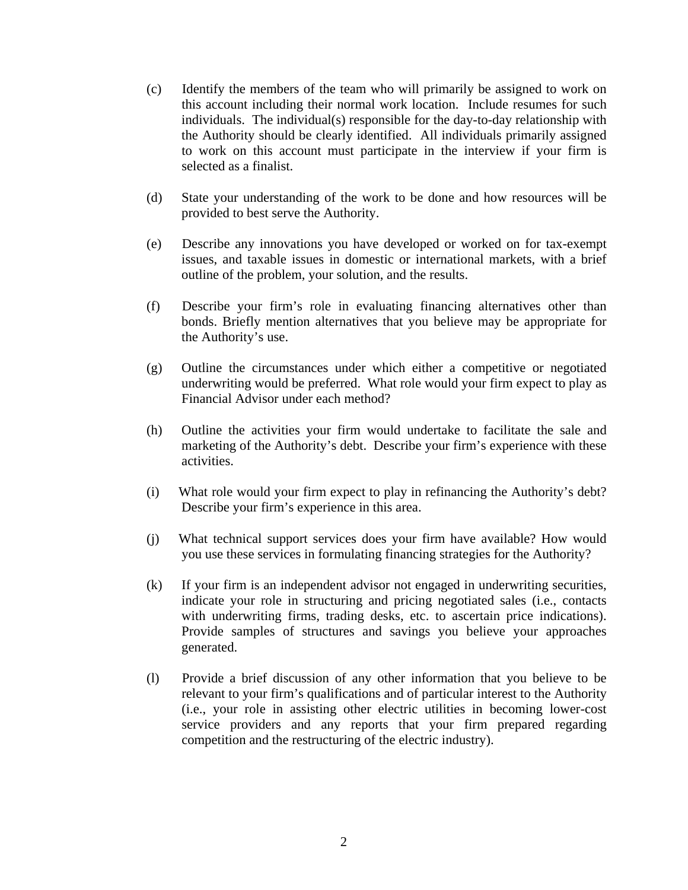(c) Identify the members of the team who will primarily be assigned to work on this account including their normal work location. Include resumes for such individuals. The individual(s) responsible for the day-to-day relationship with the Authority should be clearly identified. All individuals primarily assigned to work on this account must participate in the interview if your firm is selected as a finalist.

(d) State your understanding of the work to be done and how resources will be provided to best serve the Authority.

(e) Describe any innovations you have developed or worked on for tax-exempt issues, and taxable issues in domestic or international markets, with a brief outline of the problem, your solution, and the results.

(f) Describe your firm's role in evaluating financing alternatives other than bonds. Briefly mention alternatives that you believe may be appropriate for the Authority's use.

(g) Outline the circumstances under which either a competitive or negotiated underwriting would be preferred. What role would your firm expect to play as Financial Advisor under each method?

(h) Outline the activities your firm would undertake to facilitate the sale and marketing of the Authority's debt. Describe your firm's experience with these activities.

(i) What role would your firm expect to play in refinancing the Authority's debt? Describe your firm's experience in this area.

(j) What technical support services does your firm have available? How would you use these services in formulating financing strategies for the Authority?

(k) If your firm is an independent advisor not engaged in underwriting securities, indicate your role in structuring and pricing negotiated sales (i.e., contacts with underwriting firms, trading desks, etc. to ascertain price indications). Provide samples of structures and savings you believe your approaches generated.

(l) Provide a brief discussion of any other information that you believe to be relevant to your firm's qualifications and of particular interest to the Authority (i.e., your role in assisting other electric utilities in becoming lower-cost service providers and any reports that your firm prepared regarding competition and the restructuring of the electric industry).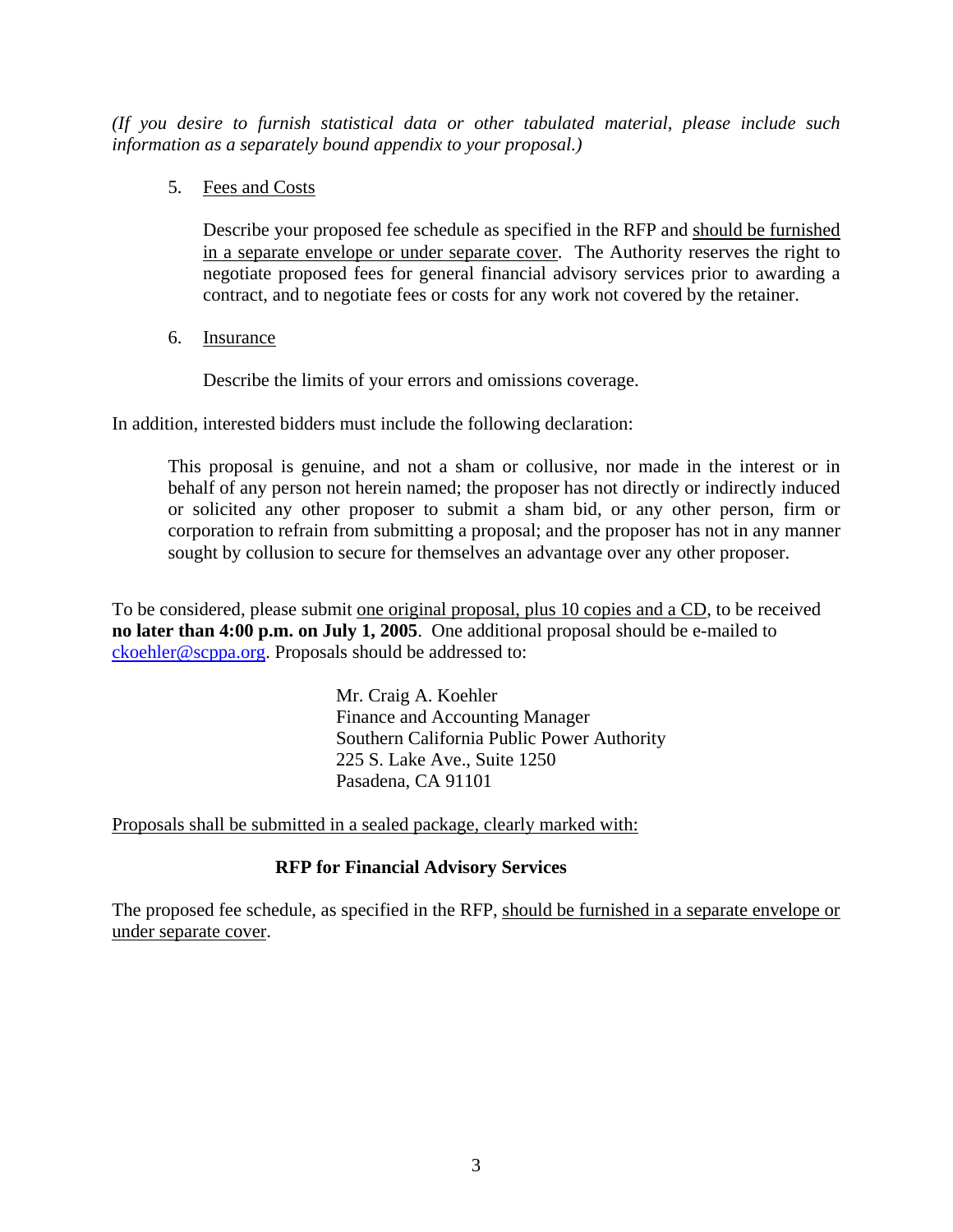*(If you desire to furnish statistical data or other tabulated material, please include such information as a separately bound appendix to your proposal.)*

5. Fees and Costs

   Describe your proposed fee schedule as specified in the RFP and should be furnished in a separate envelope or under separate cover. The Authority reserves the right to negotiate proposed fees for general financial advisory services prior to awarding a contract, and to negotiate fees or costs for any work not covered by the retainer.

6. Insurance

   Describe the limits of your errors and omissions coverage.

In addition, interested bidders must include the following declaration:

> This proposal is genuine, and not a sham or collusive, nor made in the interest or in behalf of any person not herein named; the proposer has not directly or indirectly induced or solicited any other proposer to submit a sham bid, or any other person, firm or corporation to refrain from submitting a proposal; and the proposer has not in any manner sought by collusion to secure for themselves an advantage over any other proposer.

To be considered, please submit one original proposal, plus 10 copies and a CD, to be received **no later than 4:00 p.m. on July 1, 2005**. One additional proposal should be e-mailed to ckoehler@scppa.org. Proposals should be addressed to:

Mr. Craig A. Koehler
Finance and Accounting Manager
Southern California Public Power Authority
225 S. Lake Ave., Suite 1250
Pasadena, CA 91101

Proposals shall be submitted in a sealed package, clearly marked with:

**RFP for Financial Advisory Services**

The proposed fee schedule, as specified in the RFP, should be furnished in a separate envelope or under separate cover.